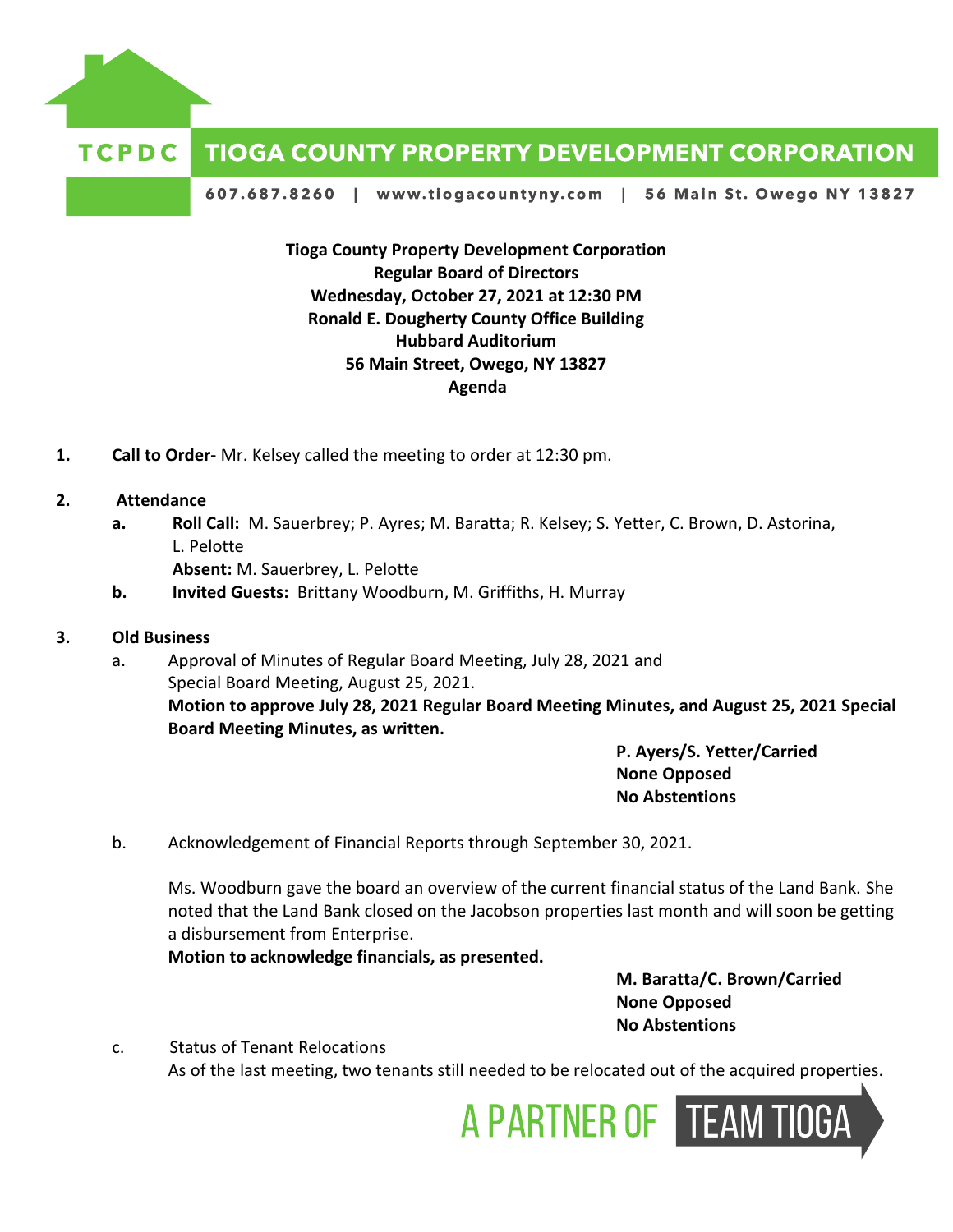TCPDC **TIOGA COUNTY PROPERTY DEVELOPMENT CORPORATION**

607.687.8260 | www.tiogacountyny.com | 56 Main St. Owego NY 13827

**Tioga County Property Development Corporation**
**Regular Board of Directors**
**Wednesday, October 27, 2021 at 12:30 PM**
**Ronald E. Dougherty County Office Building**
**Hubbard Auditorium**
**56 Main Street, Owego, NY 13827**
**Agenda**

1. **Call to Order-** Mr. Kelsey called the meeting to order at 12:30 pm.

2. **Attendance**
   - a. **Roll Call:** M. Sauerbrey; P. Ayres; M. Baratta; R. Kelsey; S. Yetter, C. Brown, D. Astorina, L. Pelotte
     **Absent:** M. Sauerbrey, L. Pelotte
   - b. **Invited Guests:** Brittany Woodburn, M. Griffiths, H. Murray

3. **Old Business**
   - a. Approval of Minutes of Regular Board Meeting, July 28, 2021 and Special Board Meeting, August 25, 2021.
     **Motion to approve July 28, 2021 Regular Board Meeting Minutes, and August 25, 2021 Special Board Meeting Minutes, as written.**

     **P. Ayers/S. Yetter/Carried**
     **None Opposed**
     **No Abstentions**

   - b. Acknowledgement of Financial Reports through September 30, 2021.

     Ms. Woodburn gave the board an overview of the current financial status of the Land Bank. She noted that the Land Bank closed on the Jacobson properties last month and will soon be getting a disbursement from Enterprise.
     **Motion to acknowledge financials, as presented.**

     **M. Baratta/C. Brown/Carried**
     **None Opposed**
     **No Abstentions**

   - c. Status of Tenant Relocations
     As of the last meeting, two tenants still needed to be relocated out of the acquired properties.

A PARTNER OF TEAM TIOGA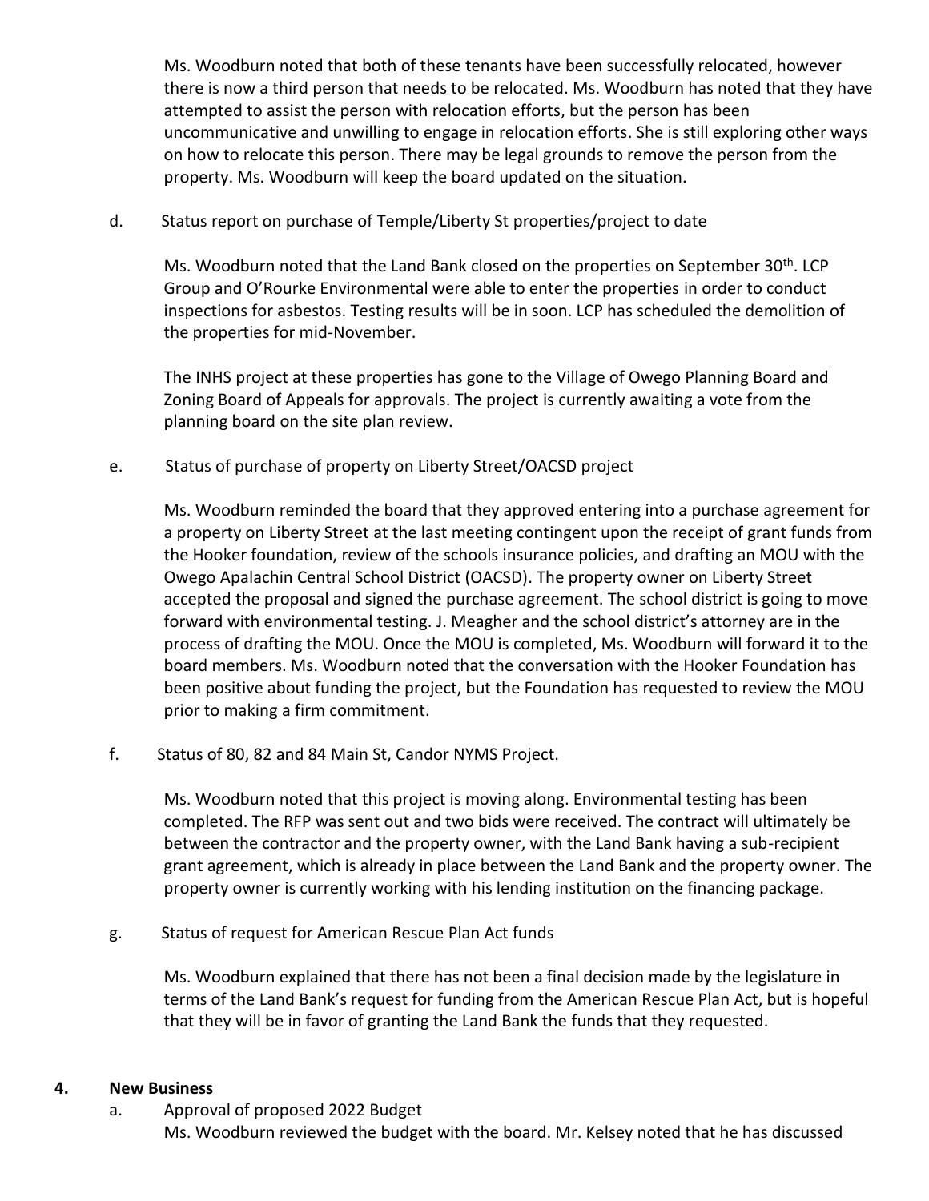Ms. Woodburn noted that both of these tenants have been successfully relocated, however there is now a third person that needs to be relocated. Ms. Woodburn has noted that they have attempted to assist the person with relocation efforts, but the person has been uncommunicative and unwilling to engage in relocation efforts. She is still exploring other ways on how to relocate this person. There may be legal grounds to remove the person from the property. Ms. Woodburn will keep the board updated on the situation.

d. Status report on purchase of Temple/Liberty St properties/project to date

Ms. Woodburn noted that the Land Bank closed on the properties on September 30th. LCP Group and O'Rourke Environmental were able to enter the properties in order to conduct inspections for asbestos. Testing results will be in soon. LCP has scheduled the demolition of the properties for mid-November.

The INHS project at these properties has gone to the Village of Owego Planning Board and Zoning Board of Appeals for approvals. The project is currently awaiting a vote from the planning board on the site plan review.

e. Status of purchase of property on Liberty Street/OACSD project

Ms. Woodburn reminded the board that they approved entering into a purchase agreement for a property on Liberty Street at the last meeting contingent upon the receipt of grant funds from the Hooker foundation, review of the schools insurance policies, and drafting an MOU with the Owego Apalachin Central School District (OACSD). The property owner on Liberty Street accepted the proposal and signed the purchase agreement. The school district is going to move forward with environmental testing. J. Meagher and the school district's attorney are in the process of drafting the MOU. Once the MOU is completed, Ms. Woodburn will forward it to the board members. Ms. Woodburn noted that the conversation with the Hooker Foundation has been positive about funding the project, but the Foundation has requested to review the MOU prior to making a firm commitment.

f. Status of 80, 82 and 84 Main St, Candor NYMS Project.

Ms. Woodburn noted that this project is moving along. Environmental testing has been completed. The RFP was sent out and two bids were received. The contract will ultimately be between the contractor and the property owner, with the Land Bank having a sub-recipient grant agreement, which is already in place between the Land Bank and the property owner. The property owner is currently working with his lending institution on the financing package.

g. Status of request for American Rescue Plan Act funds

Ms. Woodburn explained that there has not been a final decision made by the legislature in terms of the Land Bank's request for funding from the American Rescue Plan Act, but is hopeful that they will be in favor of granting the Land Bank the funds that they requested.

## 4. New Business

a. Approval of proposed 2022 Budget

Ms. Woodburn reviewed the budget with the board. Mr. Kelsey noted that he has discussed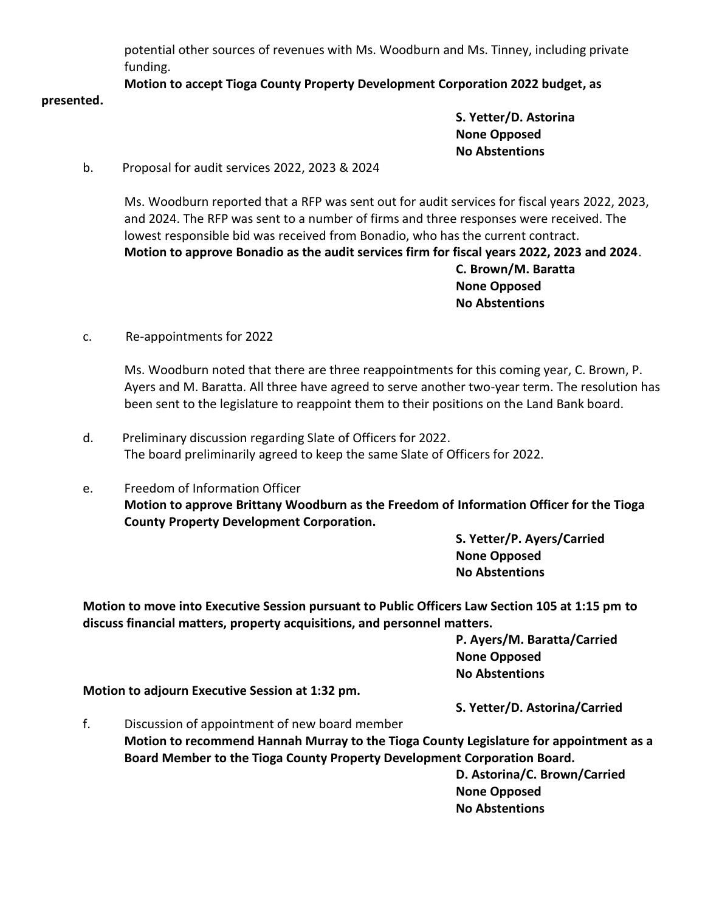potential other sources of revenues with Ms. Woodburn and Ms. Tinney, including private funding.

**Motion to accept Tioga County Property Development Corporation 2022 budget, as presented.**

**S. Yetter/D. Astorina**
**None Opposed**
**No Abstentions**

b. Proposal for audit services 2022, 2023 & 2024

Ms. Woodburn reported that a RFP was sent out for audit services for fiscal years 2022, 2023, and 2024. The RFP was sent to a number of firms and three responses were received. The lowest responsible bid was received from Bonadio, who has the current contract.

**Motion to approve Bonadio as the audit services firm for fiscal years 2022, 2023 and 2024**.

**C. Brown/M. Baratta**
**None Opposed**
**No Abstentions**

c. Re-appointments for 2022

Ms. Woodburn noted that there are three reappointments for this coming year, C. Brown, P. Ayers and M. Baratta. All three have agreed to serve another two-year term. The resolution has been sent to the legislature to reappoint them to their positions on the Land Bank board.

d. Preliminary discussion regarding Slate of Officers for 2022.
The board preliminarily agreed to keep the same Slate of Officers for 2022.

e. Freedom of Information Officer

**Motion to approve Brittany Woodburn as the Freedom of Information Officer for the Tioga County Property Development Corporation.**

**S. Yetter/P. Ayers/Carried**
**None Opposed**
**No Abstentions**

**Motion to move into Executive Session pursuant to Public Officers Law Section 105 at 1:15 pm to discuss financial matters, property acquisitions, and personnel matters.**

**P. Ayers/M. Baratta/Carried**
**None Opposed**
**No Abstentions**

**Motion to adjourn Executive Session at 1:32 pm.**

**S. Yetter/D. Astorina/Carried**

f. Discussion of appointment of new board member

**Motion to recommend Hannah Murray to the Tioga County Legislature for appointment as a Board Member to the Tioga County Property Development Corporation Board.**

**D. Astorina/C. Brown/Carried**
**None Opposed**
**No Abstentions**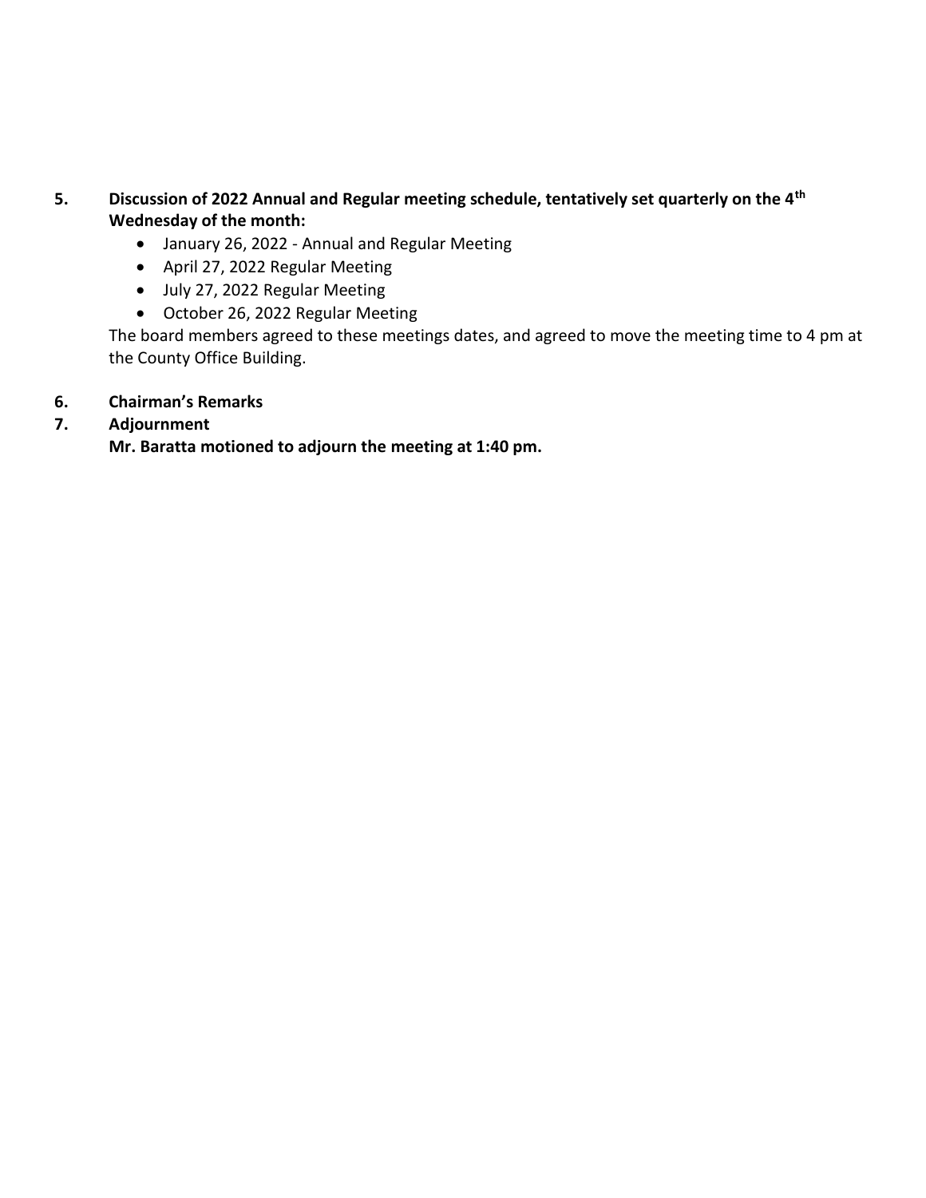**5. Discussion of 2022 Annual and Regular meeting schedule, tentatively set quarterly on the 4th Wednesday of the month:**

- January 26, 2022 - Annual and Regular Meeting
- April 27, 2022 Regular Meeting
- July 27, 2022 Regular Meeting
- October 26, 2022 Regular Meeting

The board members agreed to these meetings dates, and agreed to move the meeting time to 4 pm at the County Office Building.

**6. Chairman's Remarks**

**7. Adjournment**

**Mr. Baratta motioned to adjourn the meeting at 1:40 pm.**